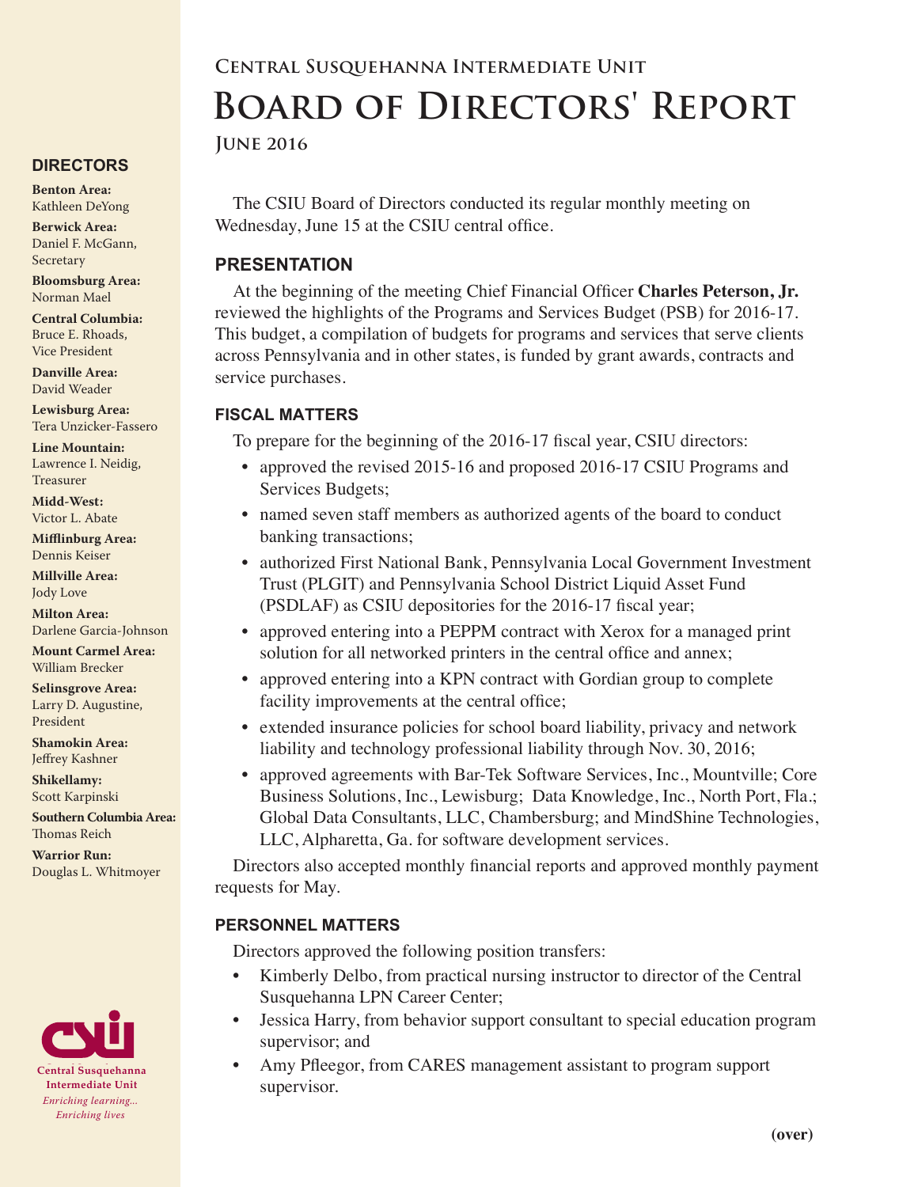## Central Susquehanna Intermediate Unit

# Board of Directors' Report

### June 2016

The CSIU Board of Directors conducted its regular monthly meeting on Wednesday, June 15 at the CSIU central office.

## PRESENTATION

At the beginning of the meeting Chief Financial Officer **Charles Peterson, Jr.** reviewed the highlights of the Programs and Services Budget (PSB) for 2016-17. This budget, a compilation of budgets for programs and services that serve clients across Pennsylvania and in other states, is funded by grant awards, contracts and service purchases.

### FISCAL MATTERS

To prepare for the beginning of the 2016-17 fiscal year, CSIU directors:

- approved the revised 2015-16 and proposed 2016-17 CSIU Programs and Services Budgets;
- named seven staff members as authorized agents of the board to conduct banking transactions;
- authorized First National Bank, Pennsylvania Local Government Investment Trust (PLGIT) and Pennsylvania School District Liquid Asset Fund (PSDLAF) as CSIU depositories for the 2016-17 fiscal year;
- approved entering into a PEPPM contract with Xerox for a managed print solution for all networked printers in the central office and annex;
- approved entering into a KPN contract with Gordian group to complete facility improvements at the central office;
- extended insurance policies for school board liability, privacy and network liability and technology professional liability through Nov. 30, 2016;
- approved agreements with Bar-Tek Software Services, Inc., Mountville; Core Business Solutions, Inc., Lewisburg; Data Knowledge, Inc., North Port, Fla.; Global Data Consultants, LLC, Chambersburg; and MindShine Technologies, LLC, Alpharetta, Ga. for software development services.

Directors also accepted monthly financial reports and approved monthly payment requests for May.

### PERSONNEL MATTERS

Directors approved the following position transfers:

- Kimberly Delbo, from practical nursing instructor to director of the Central Susquehanna LPN Career Center;
- Jessica Harry, from behavior support consultant to special education program supervisor; and
- Amy Pfleegor, from CARES management assistant to program support supervisor.

**(over)**

### DIRECTORS

**Benton Area:** Kathleen DeYong

**Berwick Area:** Daniel F. McGann, Secretary

**Bloomsburg Area:** Norman Mael

**Central Columbia:** Bruce E. Rhoads, Vice President

**Danville Area:** David Weader

**Lewisburg Area:** Tera Unzicker-Fassero

**Line Mountain:** Lawrence I. Neidig, Treasurer

**Midd-West:** Victor L. Abate

**Mifflinburg Area:** Dennis Keiser

**Millville Area:** Jody Love

**Milton Area:** Darlene Garcia-Johnson

**Mount Carmel Area:** William Brecker

**Selinsgrove Area:** Larry D. Augustine, President

**Shamokin Area:** Jeffrey Kashner

**Shikellamy:** Scott Karpinski

**Southern Columbia Area:** Thomas Reich

**Warrior Run:** Douglas L. Whitmoyer

**Central Susquehanna Intermediate Unit**

*Enriching learning... Enriching lives*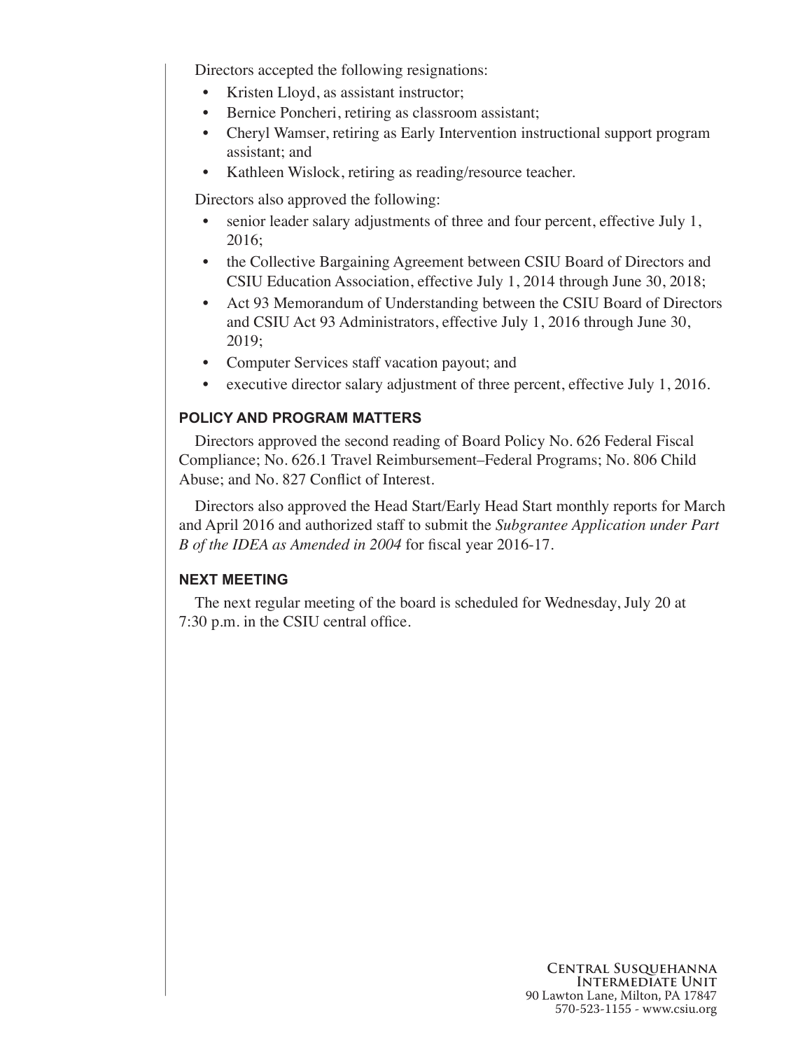Directors accepted the following resignations:

- Kristen Lloyd, as assistant instructor;
- Bernice Poncheri, retiring as classroom assistant;
- Cheryl Wamser, retiring as Early Intervention instructional support program assistant; and
- Kathleen Wislock, retiring as reading/resource teacher.

Directors also approved the following:

- senior leader salary adjustments of three and four percent, effective July 1, 2016;
- the Collective Bargaining Agreement between CSIU Board of Directors and CSIU Education Association, effective July 1, 2014 through June 30, 2018;
- Act 93 Memorandum of Understanding between the CSIU Board of Directors and CSIU Act 93 Administrators, effective July 1, 2016 through June 30, 2019;
- Computer Services staff vacation payout; and
- executive director salary adjustment of three percent, effective July 1, 2016.

## POLICY AND PROGRAM MATTERS

Directors approved the second reading of Board Policy No. 626 Federal Fiscal Compliance; No. 626.1 Travel Reimbursement–Federal Programs; No. 806 Child Abuse; and No. 827 Conflict of Interest.

Directors also approved the Head Start/Early Head Start monthly reports for March and April 2016 and authorized staff to submit the *Subgrantee Application under Part B of the IDEA as Amended in 2004* for fiscal year 2016-17.

## NEXT MEETING

The next regular meeting of the board is scheduled for Wednesday, July 20 at 7:30 p.m. in the CSIU central office.

**Central Susquehanna Intermediate Unit**
90 Lawton Lane, Milton, PA 17847
570-523-1155 - www.csiu.org